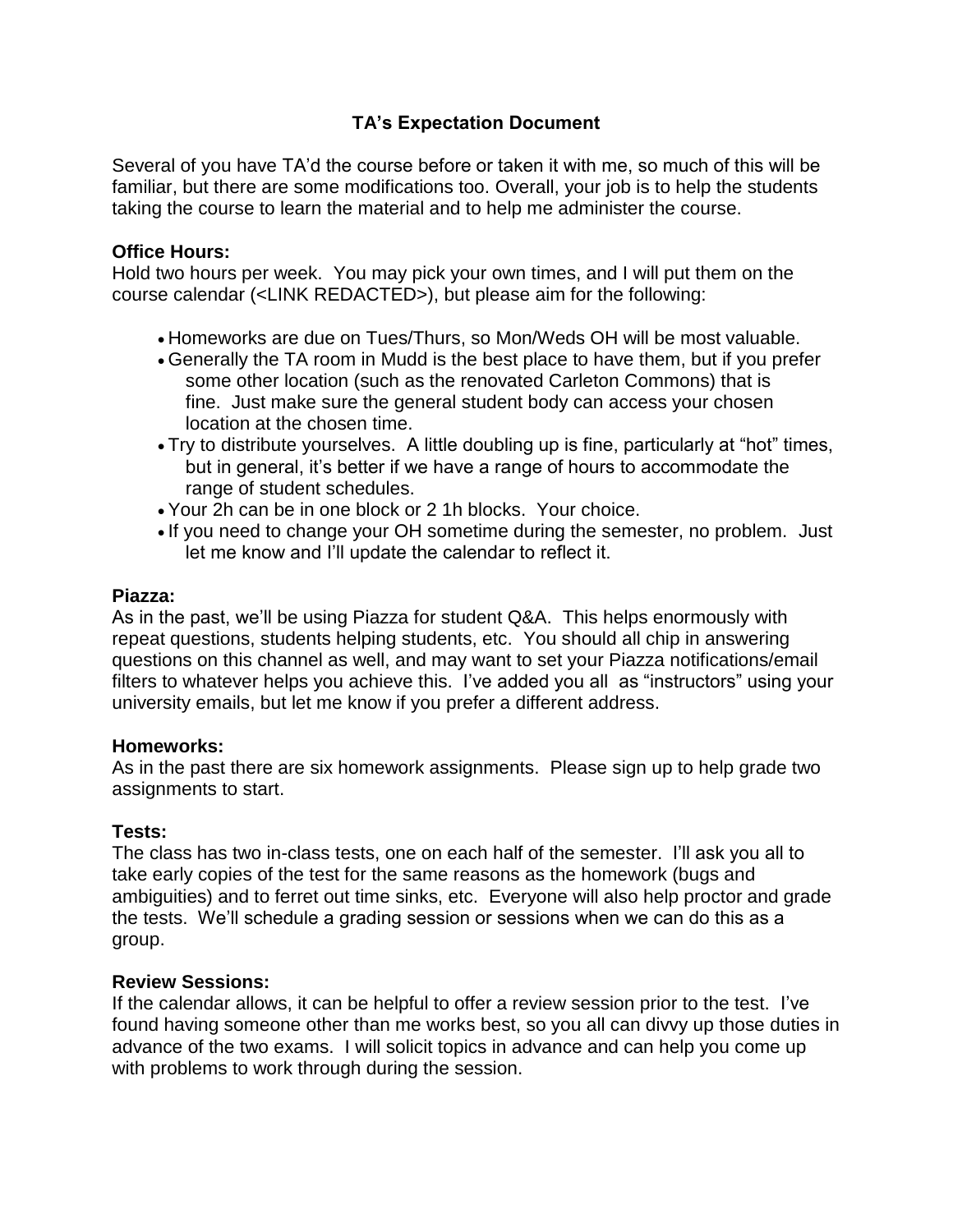# TA's Expectation Document

Several of you have TA'd the course before or taken it with me, so much of this will be familiar, but there are some modifications too. Overall, your job is to help the students taking the course to learn the material and to help me administer the course.

**Office Hours:**
Hold two hours per week. You may pick your own times, and I will put them on the course calendar (<LINK REDACTED>), but please aim for the following:

- Homeworks are due on Tues/Thurs, so Mon/Weds OH will be most valuable.
- Generally the TA room in Mudd is the best place to have them, but if you prefer some other location (such as the renovated Carleton Commons) that is fine. Just make sure the general student body can access your chosen location at the chosen time.
- Try to distribute yourselves. A little doubling up is fine, particularly at "hot" times, but in general, it's better if we have a range of hours to accommodate the range of student schedules.
- Your 2h can be in one block or 2 1h blocks. Your choice.
- If you need to change your OH sometime during the semester, no problem. Just let me know and I'll update the calendar to reflect it.

**Piazza:**
As in the past, we'll be using Piazza for student Q&A. This helps enormously with repeat questions, students helping students, etc. You should all chip in answering questions on this channel as well, and may want to set your Piazza notifications/email filters to whatever helps you achieve this. I've added you all as "instructors" using your university emails, but let me know if you prefer a different address.

**Homeworks:**
As in the past there are six homework assignments. Please sign up to help grade two assignments to start.

**Tests:**
The class has two in-class tests, one on each half of the semester. I'll ask you all to take early copies of the test for the same reasons as the homework (bugs and ambiguities) and to ferret out time sinks, etc. Everyone will also help proctor and grade the tests. We'll schedule a grading session or sessions when we can do this as a group.

**Review Sessions:**
If the calendar allows, it can be helpful to offer a review session prior to the test. I've found having someone other than me works best, so you all can divvy up those duties in advance of the two exams. I will solicit topics in advance and can help you come up with problems to work through during the session.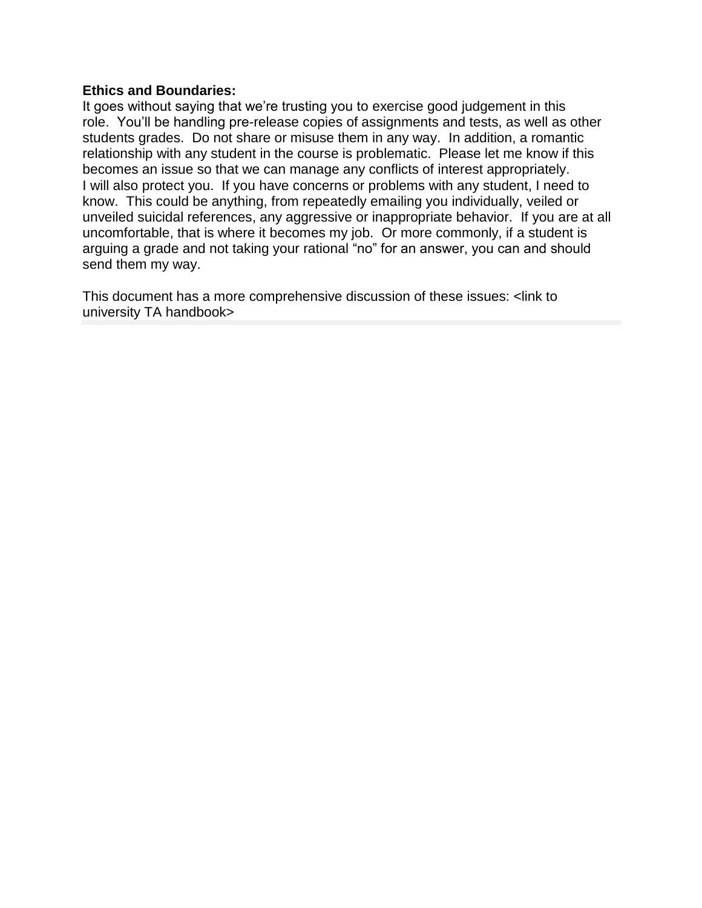**Ethics and Boundaries:**

It goes without saying that we're trusting you to exercise good judgement in this role. You'll be handling pre-release copies of assignments and tests, as well as other students grades. Do not share or misuse them in any way. In addition, a romantic relationship with any student in the course is problematic. Please let me know if this becomes an issue so that we can manage any conflicts of interest appropriately.

I will also protect you. If you have concerns or problems with any student, I need to know. This could be anything, from repeatedly emailing you individually, veiled or unveiled suicidal references, any aggressive or inappropriate behavior. If you are at all uncomfortable, that is where it becomes my job. Or more commonly, if a student is arguing a grade and not taking your rational "no" for an answer, you can and should send them my way.

This document has a more comprehensive discussion of these issues: <link to university TA handbook>